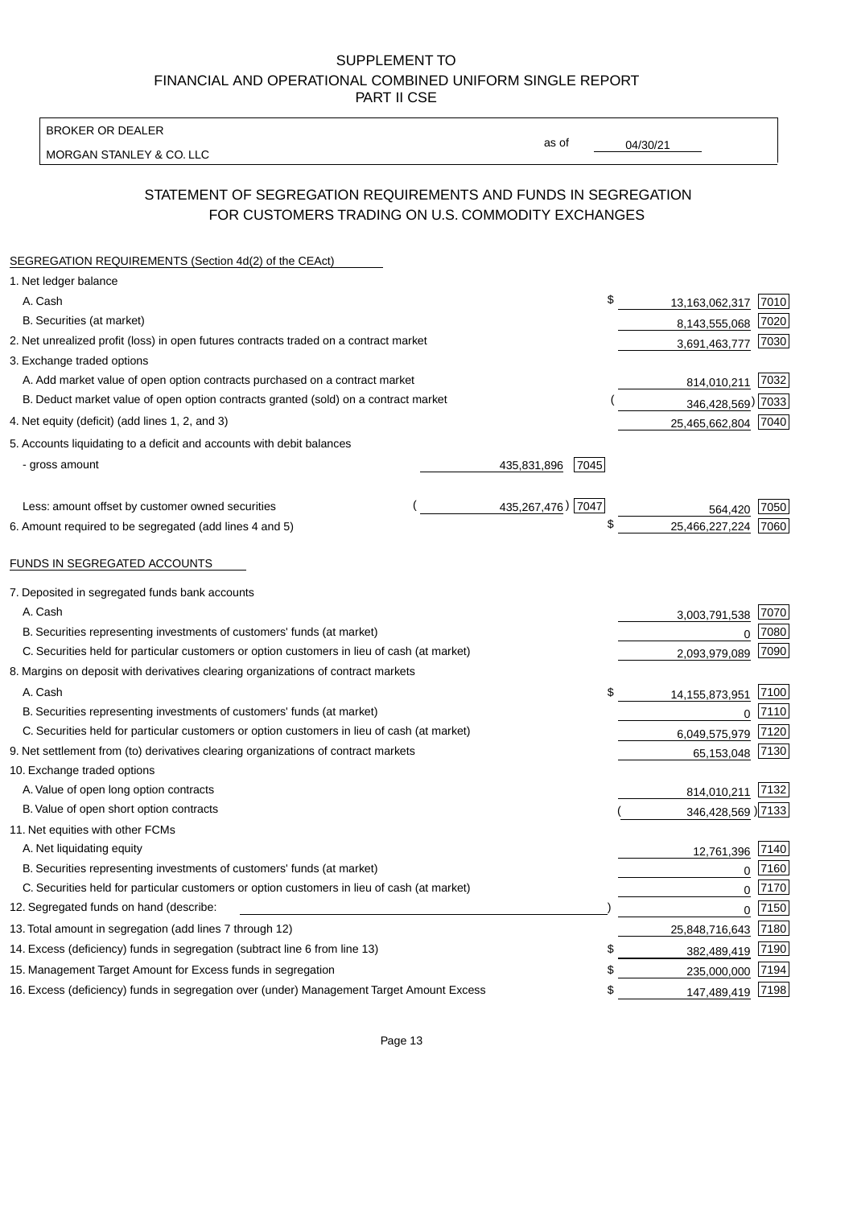SUPPLEMENT TO
FINANCIAL AND OPERATIONAL COMBINED UNIFORM SINGLE REPORT
PART II CSE

BROKER OR DEALER
MORGAN STANLEY & CO. LLC

as of 04/30/21

## STATEMENT OF SEGREGATION REQUIREMENTS AND FUNDS IN SEGREGATION FOR CUSTOMERS TRADING ON U.S. COMMODITY EXCHANGES

SEGREGATION REQUIREMENTS (Section 4d(2) of the CEAct)

| Item | | | Amount | Code |
|---|---|---|---|---|
| 1. Net ledger balance | | | | |
| A. Cash | | | $ 13,163,062,317 | 7010 |
| B. Securities (at market) | | | 8,143,555,068 | 7020 |
| 2. Net unrealized profit (loss) in open futures contracts traded on a contract market | | | 3,691,463,777 | 7030 |
| 3. Exchange traded options | | | | |
| A. Add market value of open option contracts purchased on a contract market | | | 814,010,211 | 7032 |
| B. Deduct market value of open option contracts granted (sold) on a contract market | | | (346,428,569) | 7033 |
| 4. Net equity (deficit) (add lines 1, 2, and 3) | | | 25,465,662,804 | 7040 |
| 5. Accounts liquidating to a deficit and accounts with debit balances | | | | |
| - gross amount | 435,831,896 | 7045 | | |
| Less: amount offset by customer owned securities | (435,267,476) | 7047 | 564,420 | 7050 |
| 6. Amount required to be segregated (add lines 4 and 5) | | | $ 25,466,227,224 | 7060 |

FUNDS IN SEGREGATED ACCOUNTS

| Item | Amount | Code |
|---|---|---|
| 7. Deposited in segregated funds bank accounts | | |
| A. Cash | 3,003,791,538 | 7070 |
| B. Securities representing investments of customers' funds (at market) | 0 | 7080 |
| C. Securities held for particular customers or option customers in lieu of cash (at market) | 2,093,979,089 | 7090 |
| 8. Margins on deposit with derivatives clearing organizations of contract markets | | |
| A. Cash | $ 14,155,873,951 | 7100 |
| B. Securities representing investments of customers' funds (at market) | 0 | 7110 |
| C. Securities held for particular customers or option customers in lieu of cash (at market) | 6,049,575,979 | 7120 |
| 9. Net settlement from (to) derivatives clearing organizations of contract markets | 65,153,048 | 7130 |
| 10. Exchange traded options | | |
| A. Value of open long option contracts | 814,010,211 | 7132 |
| B. Value of open short option contracts | (346,428,569) | 7133 |
| 11. Net equities with other FCMs | | |
| A. Net liquidating equity | 12,761,396 | 7140 |
| B. Securities representing investments of customers' funds (at market) | 0 | 7160 |
| C. Securities held for particular customers or option customers in lieu of cash (at market) | 0 | 7170 |
| 12. Segregated funds on hand (describe: ) | 0 | 7150 |
| 13. Total amount in segregation (add lines 7 through 12) | 25,848,716,643 | 7180 |
| 14. Excess (deficiency) funds in segregation (subtract line 6 from line 13) | $ 382,489,419 | 7190 |
| 15. Management Target Amount for Excess funds in segregation | $ 235,000,000 | 7194 |
| 16. Excess (deficiency) funds in segregation over (under) Management Target Amount Excess | $ 147,489,419 | 7198 |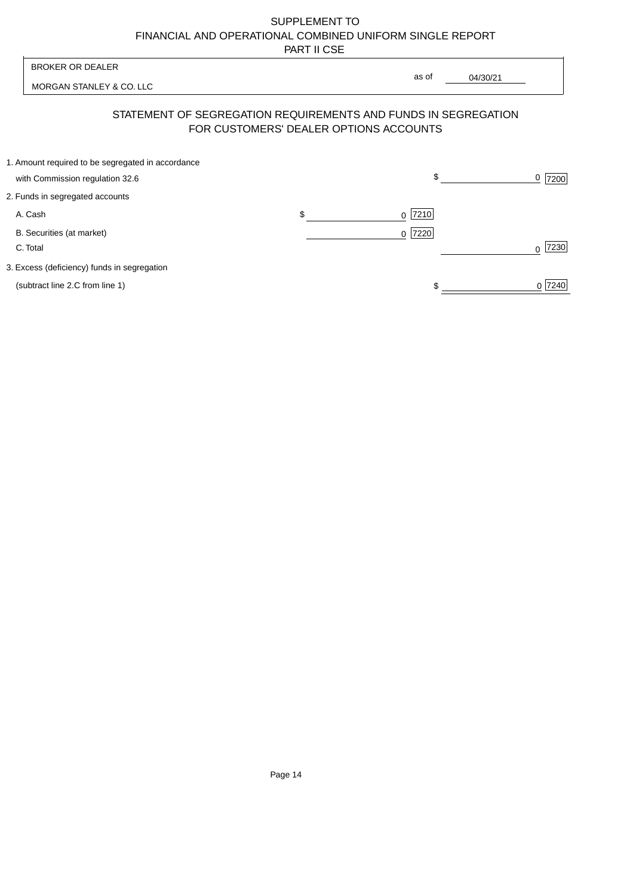SUPPLEMENT TO
FINANCIAL AND OPERATIONAL COMBINED UNIFORM SINGLE REPORT
PART II CSE

BROKER OR DEALER

MORGAN STANLEY & CO. LLC

as of 04/30/21

## STATEMENT OF SEGREGATION REQUIREMENTS AND FUNDS IN SEGREGATION FOR CUSTOMERS' DEALER OPTIONS ACCOUNTS

| | | | | |
|---|---|---|---|---|
| 1. Amount required to be segregated in accordance with Commission regulation 32.6 | | | $ 0 | 7200 |
| 2. Funds in segregated accounts | | | | |
| A. Cash | $ 0 | 7210 | | |
| B. Securities (at market) | 0 | 7220 | | |
| C. Total | | | 0 | 7230 |
| 3. Excess (deficiency) funds in segregation (subtract line 2.C from line 1) | | | $ 0 | 7240 |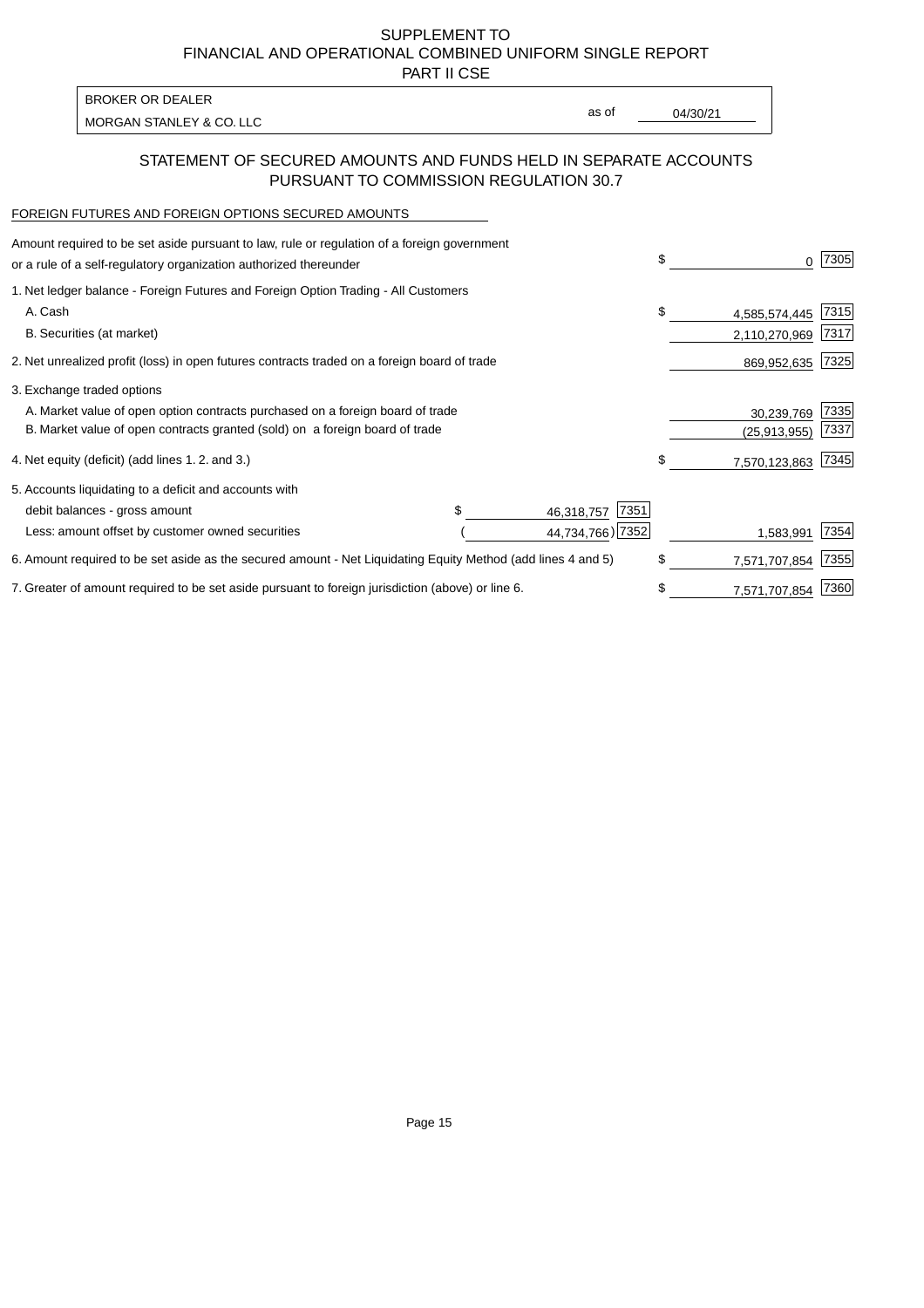SUPPLEMENT TO
FINANCIAL AND OPERATIONAL COMBINED UNIFORM SINGLE REPORT
PART II CSE

BROKER OR DEALER
MORGAN STANLEY & CO. LLC

as of 04/30/21

## STATEMENT OF SECURED AMOUNTS AND FUNDS HELD IN SEPARATE ACCOUNTS PURSUANT TO COMMISSION REGULATION 30.7

FOREIGN FUTURES AND FOREIGN OPTIONS SECURED AMOUNTS

| | | | | |
|---|---|---|---|---|
| Amount required to be set aside pursuant to law, rule or regulation of a foreign government or a rule of a self-regulatory organization authorized thereunder | | | $ 0 | 7305 |
| 1. Net ledger balance - Foreign Futures and Foreign Option Trading - All Customers | | | | |
| A. Cash | | | $ 4,585,574,445 | 7315 |
| B. Securities (at market) | | | 2,110,270,969 | 7317 |
| 2. Net unrealized profit (loss) in open futures contracts traded on a foreign board of trade | | | 869,952,635 | 7325 |
| 3. Exchange traded options | | | | |
| A. Market value of open option contracts purchased on a foreign board of trade | | | 30,239,769 | 7335 |
| B. Market value of open contracts granted (sold) on a foreign board of trade | | | (25,913,955) | 7337 |
| 4. Net equity (deficit) (add lines 1. 2. and 3.) | | | $ 7,570,123,863 | 7345 |
| 5. Accounts liquidating to a deficit and accounts with | | | | |
| debit balances - gross amount | $ 46,318,757 | 7351 | | |
| Less: amount offset by customer owned securities | ( 44,734,766) | 7352 | 1,583,991 | 7354 |
| 6. Amount required to be set aside as the secured amount - Net Liquidating Equity Method (add lines 4 and 5) | | | $ 7,571,707,854 | 7355 |
| 7. Greater of amount required to be set aside pursuant to foreign jurisdiction (above) or line 6. | | | $ 7,571,707,854 | 7360 |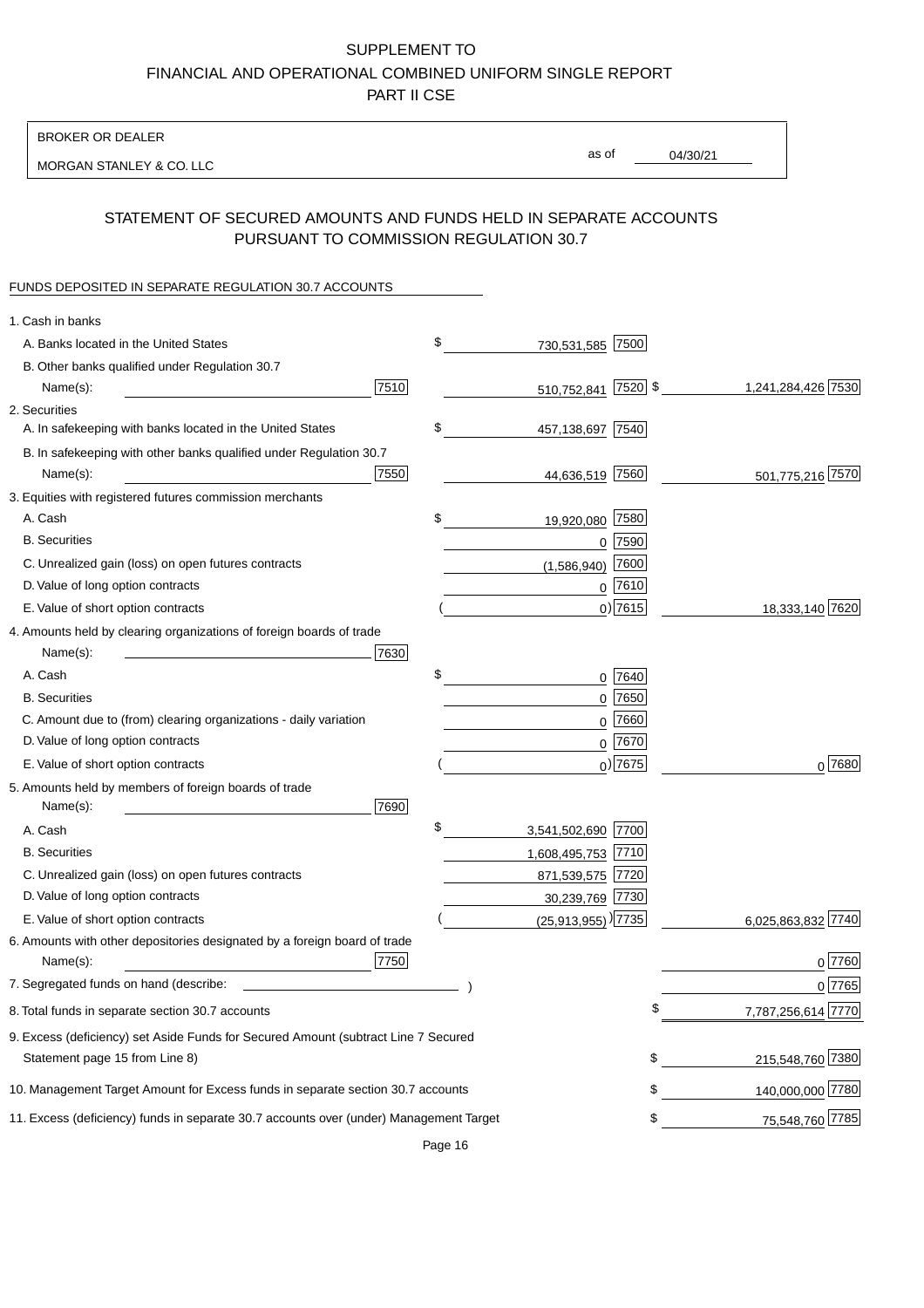# SUPPLEMENT TO
# FINANCIAL AND OPERATIONAL COMBINED UNIFORM SINGLE REPORT
# PART II CSE

| BROKER OR DEALER | |
|---|---|
| MORGAN STANLEY & CO. LLC | as of 04/30/21 |

## STATEMENT OF SECURED AMOUNTS AND FUNDS HELD IN SEPARATE ACCOUNTS PURSUANT TO COMMISSION REGULATION 30.7

FUNDS DEPOSITED IN SEPARATE REGULATION 30.7 ACCOUNTS

| | | | | |
|---|---|---|---|---|
| 1. Cash in banks | | | | |
| A. Banks located in the United States | | $ 730,531,585 | 7500 | |
| B. Other banks qualified under Regulation 30.7 Name(s): | 7510 | 510,752,841 | 7520 | $ 1,241,284,426 7530 |
| 2. Securities | | | | |
| A. In safekeeping with banks located in the United States | | $ 457,138,697 | 7540 | |
| B. In safekeeping with other banks qualified under Regulation 30.7 Name(s): | 7550 | 44,636,519 | 7560 | 501,775,216 7570 |
| 3. Equities with registered futures commission merchants | | | | |
| A. Cash | | $ 19,920,080 | 7580 | |
| B. Securities | | 0 | 7590 | |
| C. Unrealized gain (loss) on open futures contracts | | (1,586,940) | 7600 | |
| D. Value of long option contracts | | 0 | 7610 | |
| E. Value of short option contracts | | ( 0) | 7615 | 18,333,140 7620 |
| 4. Amounts held by clearing organizations of foreign boards of trade Name(s): | 7630 | | | |
| A. Cash | | $ 0 | 7640 | |
| B. Securities | | 0 | 7650 | |
| C. Amount due to (from) clearing organizations - daily variation | | 0 | 7660 | |
| D. Value of long option contracts | | 0 | 7670 | |
| E. Value of short option contracts | | ( 0) | 7675 | 0 7680 |
| 5. Amounts held by members of foreign boards of trade Name(s): | 7690 | | | |
| A. Cash | | $ 3,541,502,690 | 7700 | |
| B. Securities | | 1,608,495,753 | 7710 | |
| C. Unrealized gain (loss) on open futures contracts | | 871,539,575 | 7720 | |
| D. Value of long option contracts | | 30,239,769 | 7730 | |
| E. Value of short option contracts | | ( (25,913,955) ) | 7735 | 6,025,863,832 7740 |
| 6. Amounts with other depositories designated by a foreign board of trade Name(s): | 7750 | | | 0 7760 |
| 7. Segregated funds on hand (describe: ) | | | | 0 7765 |
| 8. Total funds in separate section 30.7 accounts | | | | $ 7,787,256,614 7770 |
| 9. Excess (deficiency) set Aside Funds for Secured Amount (subtract Line 7 Secured Statement page 15 from Line 8) | | | | $ 215,548,760 7380 |
| 10. Management Target Amount for Excess funds in separate section 30.7 accounts | | | | $ 140,000,000 7780 |
| 11. Excess (deficiency) funds in separate 30.7 accounts over (under) Management Target | | | | $ 75,548,760 7785 |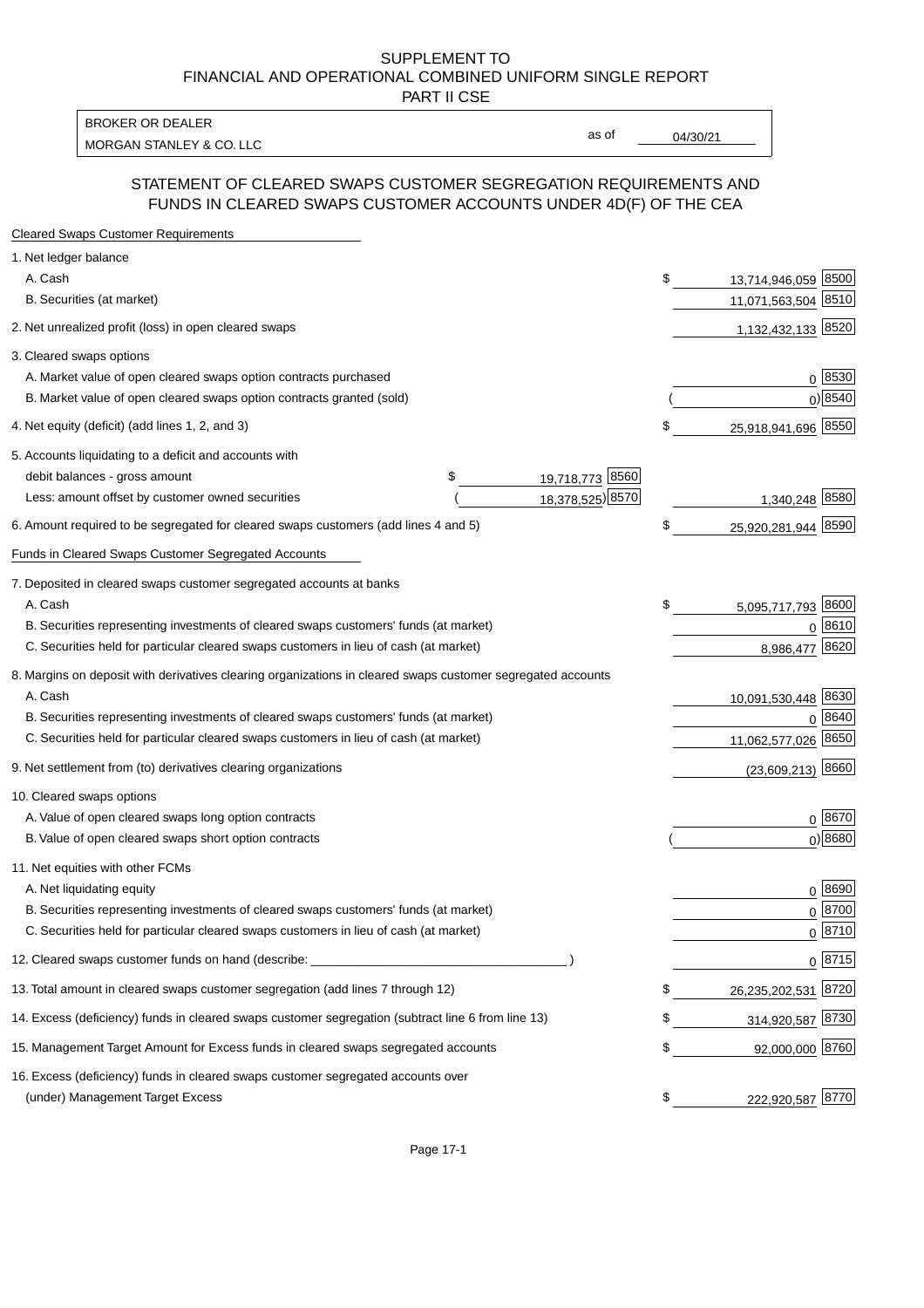SUPPLEMENT TO
FINANCIAL AND OPERATIONAL COMBINED UNIFORM SINGLE REPORT
PART II CSE

BROKER OR DEALER
MORGAN STANLEY & CO. LLC

as of 04/30/21

## STATEMENT OF CLEARED SWAPS CUSTOMER SEGREGATION REQUIREMENTS AND FUNDS IN CLEARED SWAPS CUSTOMER ACCOUNTS UNDER 4D(F) OF THE CEA

| | | | | |
|---|---|---|---|---|
| **Cleared Swaps Customer Requirements** | | | | |
| 1. Net ledger balance | | | | |
| A. Cash | | | $ 13,714,946,059 | 8500 |
| B. Securities (at market) | | | 11,071,563,504 | 8510 |
| 2. Net unrealized profit (loss) in open cleared swaps | | | 1,132,432,133 | 8520 |
| 3. Cleared swaps options | | | | |
| A. Market value of open cleared swaps option contracts purchased | | | 0 | 8530 |
| B. Market value of open cleared swaps option contracts granted (sold) | | | ( 0) | 8540 |
| 4. Net equity (deficit) (add lines 1, 2, and 3) | | | $ 25,918,941,696 | 8550 |
| 5. Accounts liquidating to a deficit and accounts with | | | | |
| debit balances - gross amount | $ 19,718,773 | 8560 | | |
| Less: amount offset by customer owned securities | ( 18,378,525) | 8570 | 1,340,248 | 8580 |
| 6. Amount required to be segregated for cleared swaps customers (add lines 4 and 5) | | | $ 25,920,281,944 | 8590 |
| **Funds in Cleared Swaps Customer Segregated Accounts** | | | | |
| 7. Deposited in cleared swaps customer segregated accounts at banks | | | | |
| A. Cash | | | $ 5,095,717,793 | 8600 |
| B. Securities representing investments of cleared swaps customers' funds (at market) | | | 0 | 8610 |
| C. Securities held for particular cleared swaps customers in lieu of cash (at market) | | | 8,986,477 | 8620 |
| 8. Margins on deposit with derivatives clearing organizations in cleared swaps customer segregated accounts | | | | |
| A. Cash | | | 10,091,530,448 | 8630 |
| B. Securities representing investments of cleared swaps customers' funds (at market) | | | 0 | 8640 |
| C. Securities held for particular cleared swaps customers in lieu of cash (at market) | | | 11,062,577,026 | 8650 |
| 9. Net settlement from (to) derivatives clearing organizations | | | (23,609,213) | 8660 |
| 10. Cleared swaps options | | | | |
| A. Value of open cleared swaps long option contracts | | | 0 | 8670 |
| B. Value of open cleared swaps short option contracts | | | ( 0) | 8680 |
| 11. Net equities with other FCMs | | | | |
| A. Net liquidating equity | | | 0 | 8690 |
| B. Securities representing investments of cleared swaps customers' funds (at market) | | | 0 | 8700 |
| C. Securities held for particular cleared swaps customers in lieu of cash (at market) | | | 0 | 8710 |
| 12. Cleared swaps customer funds on hand (describe: ________________ ) | | | 0 | 8715 |
| 13. Total amount in cleared swaps customer segregation (add lines 7 through 12) | | | $ 26,235,202,531 | 8720 |
| 14. Excess (deficiency) funds in cleared swaps customer segregation (subtract line 6 from line 13) | | | $ 314,920,587 | 8730 |
| 15. Management Target Amount for Excess funds in cleared swaps segregated accounts | | | $ 92,000,000 | 8760 |
| 16. Excess (deficiency) funds in cleared swaps customer segregated accounts over (under) Management Target Excess | | | $ 222,920,587 | 8770 |